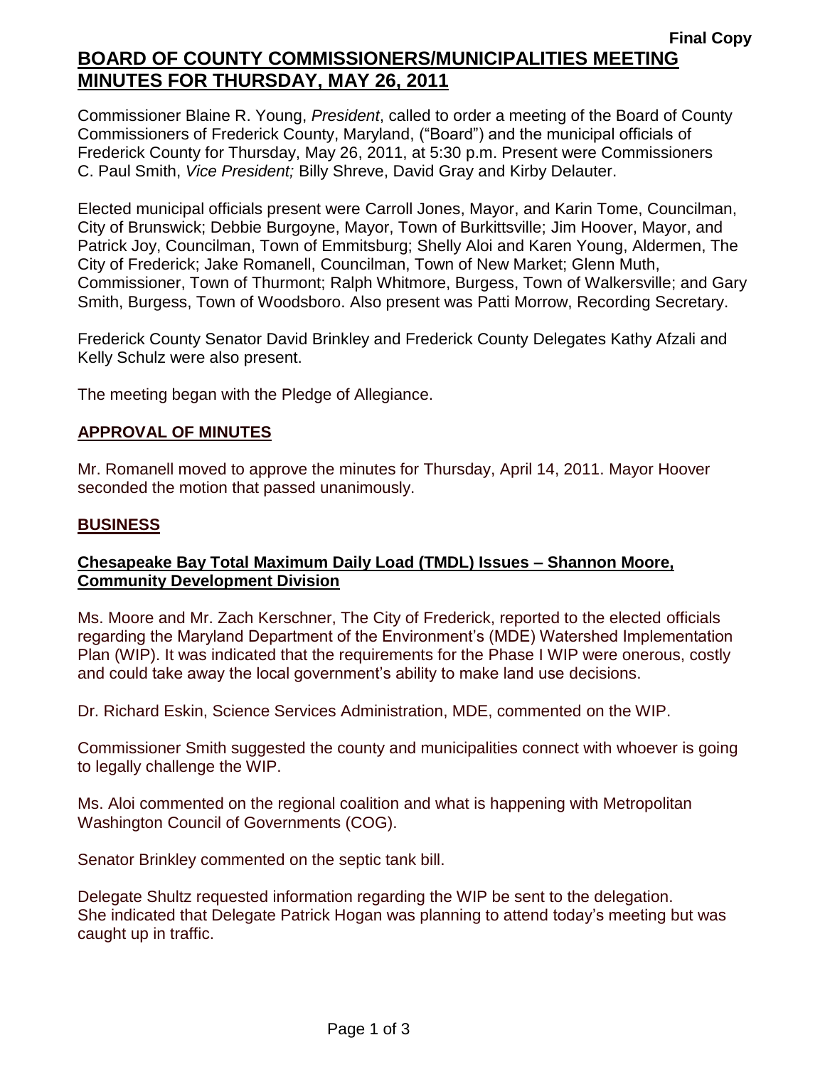**Final Copy**

# BOARD OF COUNTY COMMISSIONERS/MUNICIPALITIES MEETING MINUTES FOR THURSDAY, MAY 26, 2011

Commissioner Blaine R. Young, *President*, called to order a meeting of the Board of County Commissioners of Frederick County, Maryland, ("Board") and the municipal officials of Frederick County for Thursday, May 26, 2011, at 5:30 p.m. Present were Commissioners C. Paul Smith, *Vice President;* Billy Shreve, David Gray and Kirby Delauter.

Elected municipal officials present were Carroll Jones, Mayor, and Karin Tome, Councilman, City of Brunswick; Debbie Burgoyne, Mayor, Town of Burkittsville; Jim Hoover, Mayor, and Patrick Joy, Councilman, Town of Emmitsburg; Shelly Aloi and Karen Young, Aldermen, The City of Frederick; Jake Romanell, Councilman, Town of New Market; Glenn Muth, Commissioner, Town of Thurmont; Ralph Whitmore, Burgess, Town of Walkersville; and Gary Smith, Burgess, Town of Woodsboro. Also present was Patti Morrow, Recording Secretary.

Frederick County Senator David Brinkley and Frederick County Delegates Kathy Afzali and Kelly Schulz were also present.

The meeting began with the Pledge of Allegiance.

## APPROVAL OF MINUTES

Mr. Romanell moved to approve the minutes for Thursday, April 14, 2011. Mayor Hoover seconded the motion that passed unanimously.

## BUSINESS

### Chesapeake Bay Total Maximum Daily Load (TMDL) Issues – Shannon Moore, Community Development Division

Ms. Moore and Mr. Zach Kerschner, The City of Frederick, reported to the elected officials regarding the Maryland Department of the Environment's (MDE) Watershed Implementation Plan (WIP). It was indicated that the requirements for the Phase I WIP were onerous, costly and could take away the local government's ability to make land use decisions.

Dr. Richard Eskin, Science Services Administration, MDE, commented on the WIP.

Commissioner Smith suggested the county and municipalities connect with whoever is going to legally challenge the WIP.

Ms. Aloi commented on the regional coalition and what is happening with Metropolitan Washington Council of Governments (COG).

Senator Brinkley commented on the septic tank bill.

Delegate Shultz requested information regarding the WIP be sent to the delegation. She indicated that Delegate Patrick Hogan was planning to attend today's meeting but was caught up in traffic.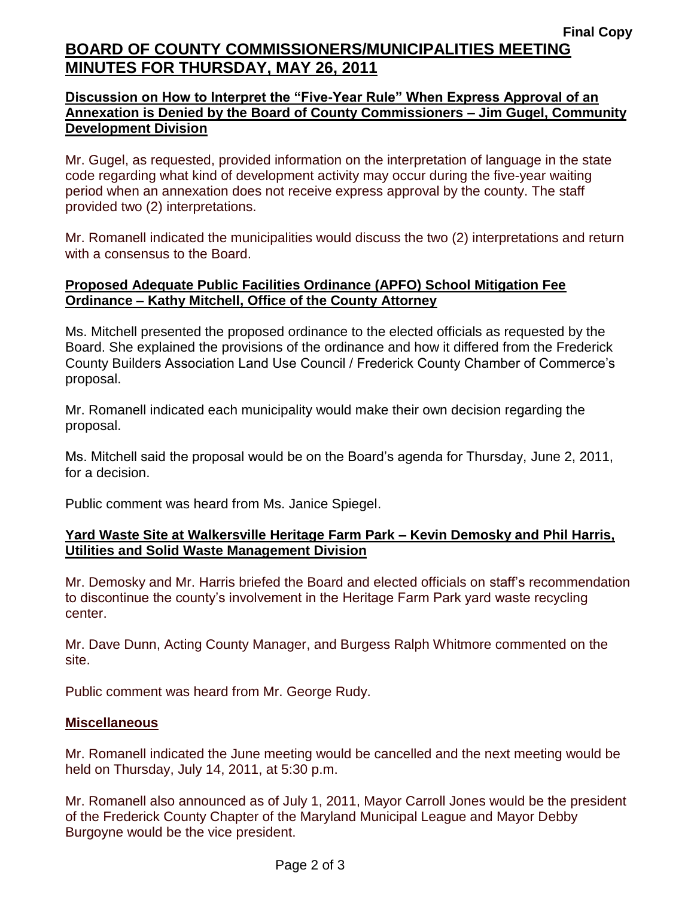**Final Copy**

# BOARD OF COUNTY COMMISSIONERS/MUNICIPALITIES MEETING MINUTES FOR THURSDAY, MAY 26, 2011

## Discussion on How to Interpret the "Five-Year Rule" When Express Approval of an Annexation is Denied by the Board of County Commissioners – Jim Gugel, Community Development Division

Mr. Gugel, as requested, provided information on the interpretation of language in the state code regarding what kind of development activity may occur during the five-year waiting period when an annexation does not receive express approval by the county. The staff provided two (2) interpretations.

Mr. Romanell indicated the municipalities would discuss the two (2) interpretations and return with a consensus to the Board.

## Proposed Adequate Public Facilities Ordinance (APFO) School Mitigation Fee Ordinance – Kathy Mitchell, Office of the County Attorney

Ms. Mitchell presented the proposed ordinance to the elected officials as requested by the Board. She explained the provisions of the ordinance and how it differed from the Frederick County Builders Association Land Use Council / Frederick County Chamber of Commerce's proposal.

Mr. Romanell indicated each municipality would make their own decision regarding the proposal.

Ms. Mitchell said the proposal would be on the Board's agenda for Thursday, June 2, 2011, for a decision.

Public comment was heard from Ms. Janice Spiegel.

## Yard Waste Site at Walkersville Heritage Farm Park – Kevin Demosky and Phil Harris, Utilities and Solid Waste Management Division

Mr. Demosky and Mr. Harris briefed the Board and elected officials on staff's recommendation to discontinue the county's involvement in the Heritage Farm Park yard waste recycling center.

Mr. Dave Dunn, Acting County Manager, and Burgess Ralph Whitmore commented on the site.

Public comment was heard from Mr. George Rudy.

## Miscellaneous

Mr. Romanell indicated the June meeting would be cancelled and the next meeting would be held on Thursday, July 14, 2011, at 5:30 p.m.

Mr. Romanell also announced as of July 1, 2011, Mayor Carroll Jones would be the president of the Frederick County Chapter of the Maryland Municipal League and Mayor Debby Burgoyne would be the vice president.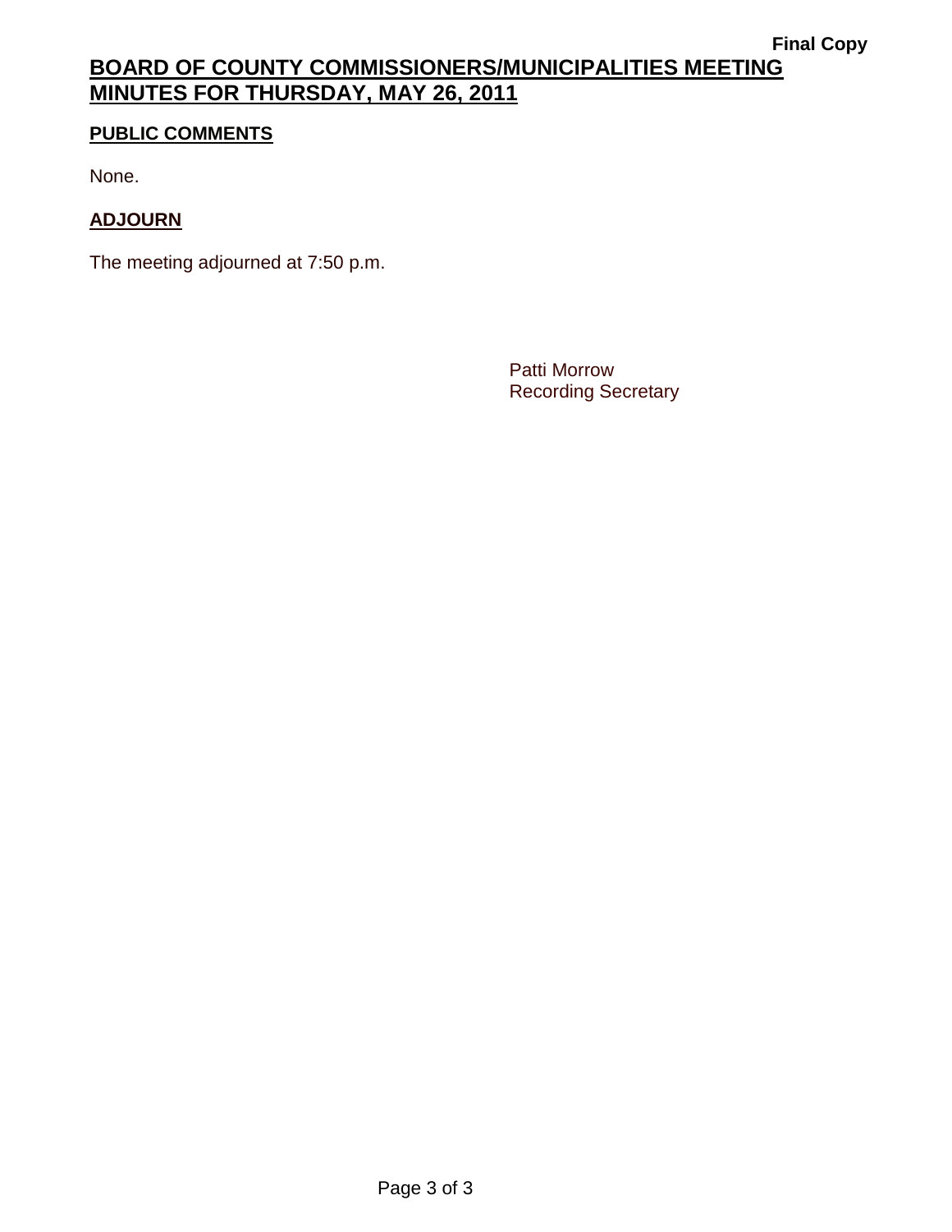## PUBLIC COMMENTS

None.

## ADJOURN

The meeting adjourned at 7:50 p.m.

Patti Morrow
Recording Secretary